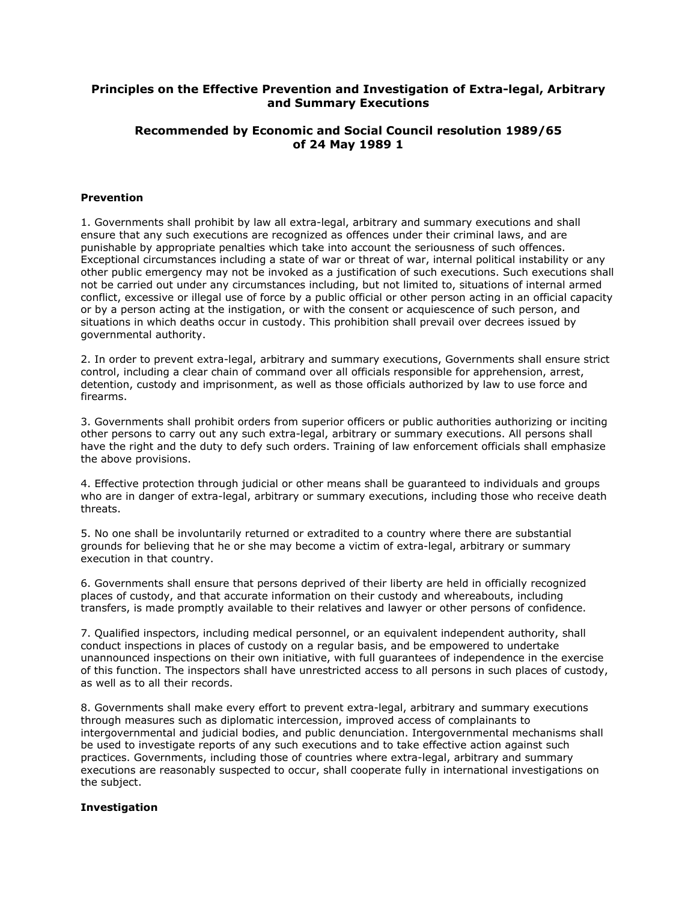# Principles on the Effective Prevention and Investigation of Extra-legal, Arbitrary and Summary Executions

## Recommended by Economic and Social Council resolution 1989/65 of 24 May 1989 [1]

### Prevention

1. Governments shall prohibit by law all extra-legal, arbitrary and summary executions and shall ensure that any such executions are recognized as offences under their criminal laws, and are punishable by appropriate penalties which take into account the seriousness of such offences. Exceptional circumstances including a state of war or threat of war, internal political instability or any other public emergency may not be invoked as a justification of such executions. Such executions shall not be carried out under any circumstances including, but not limited to, situations of internal armed conflict, excessive or illegal use of force by a public official or other person acting in an official capacity or by a person acting at the instigation, or with the consent or acquiescence of such person, and situations in which deaths occur in custody. This prohibition shall prevail over decrees issued by governmental authority.

2. In order to prevent extra-legal, arbitrary and summary executions, Governments shall ensure strict control, including a clear chain of command over all officials responsible for apprehension, arrest, detention, custody and imprisonment, as well as those officials authorized by law to use force and firearms.

3. Governments shall prohibit orders from superior officers or public authorities authorizing or inciting other persons to carry out any such extra-legal, arbitrary or summary executions. All persons shall have the right and the duty to defy such orders. Training of law enforcement officials shall emphasize the above provisions.

4. Effective protection through judicial or other means shall be guaranteed to individuals and groups who are in danger of extra-legal, arbitrary or summary executions, including those who receive death threats.

5. No one shall be involuntarily returned or extradited to a country where there are substantial grounds for believing that he or she may become a victim of extra-legal, arbitrary or summary execution in that country.

6. Governments shall ensure that persons deprived of their liberty are held in officially recognized places of custody, and that accurate information on their custody and whereabouts, including transfers, is made promptly available to their relatives and lawyer or other persons of confidence.

7. Qualified inspectors, including medical personnel, or an equivalent independent authority, shall conduct inspections in places of custody on a regular basis, and be empowered to undertake unannounced inspections on their own initiative, with full guarantees of independence in the exercise of this function. The inspectors shall have unrestricted access to all persons in such places of custody, as well as to all their records.

8. Governments shall make every effort to prevent extra-legal, arbitrary and summary executions through measures such as diplomatic intercession, improved access of complainants to intergovernmental and judicial bodies, and public denunciation. Intergovernmental mechanisms shall be used to investigate reports of any such executions and to take effective action against such practices. Governments, including those of countries where extra-legal, arbitrary and summary executions are reasonably suspected to occur, shall cooperate fully in international investigations on the subject.

### Investigation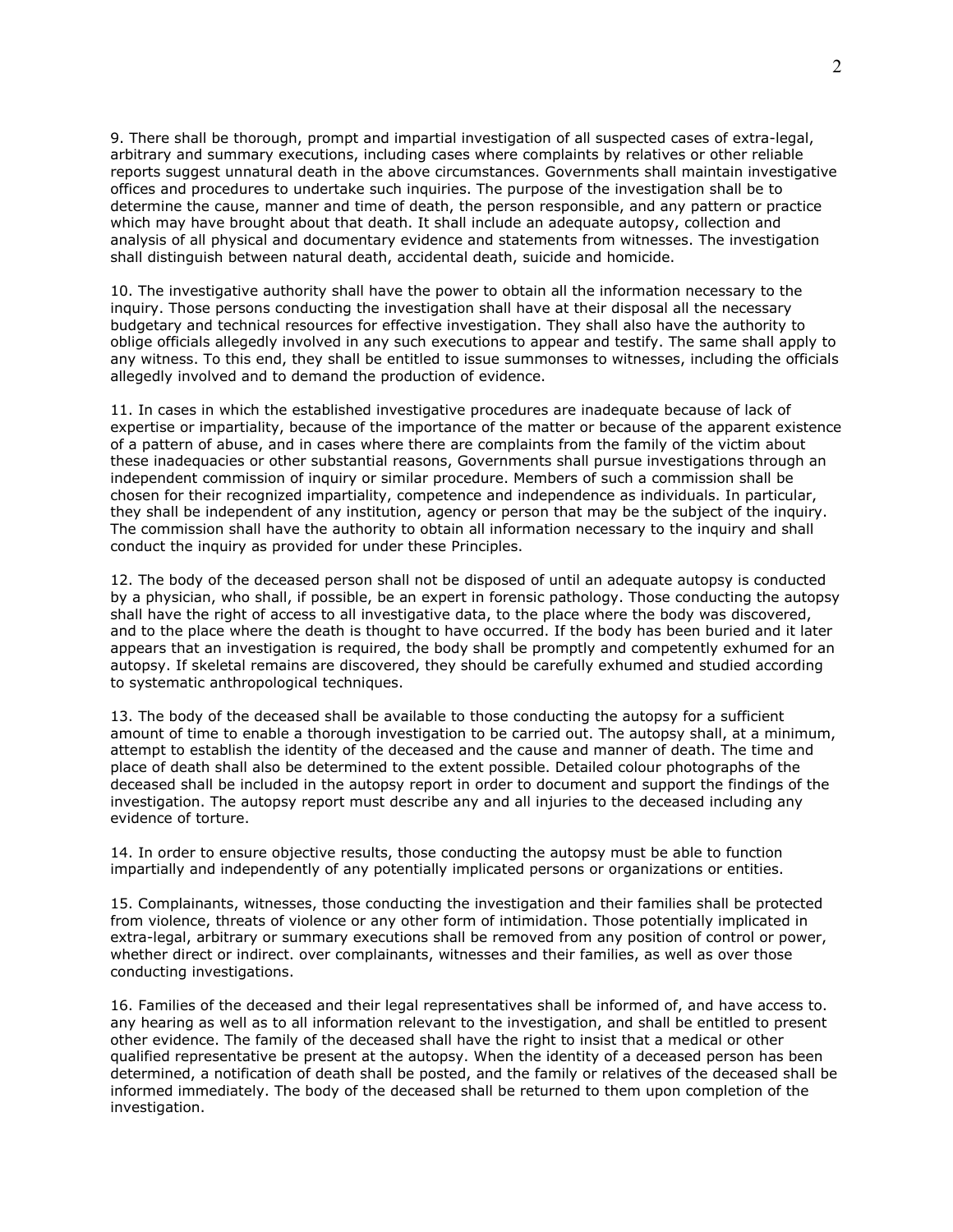9. There shall be thorough, prompt and impartial investigation of all suspected cases of extra-legal, arbitrary and summary executions, including cases where complaints by relatives or other reliable reports suggest unnatural death in the above circumstances. Governments shall maintain investigative offices and procedures to undertake such inquiries. The purpose of the investigation shall be to determine the cause, manner and time of death, the person responsible, and any pattern or practice which may have brought about that death. It shall include an adequate autopsy, collection and analysis of all physical and documentary evidence and statements from witnesses. The investigation shall distinguish between natural death, accidental death, suicide and homicide.

10. The investigative authority shall have the power to obtain all the information necessary to the inquiry. Those persons conducting the investigation shall have at their disposal all the necessary budgetary and technical resources for effective investigation. They shall also have the authority to oblige officials allegedly involved in any such executions to appear and testify. The same shall apply to any witness. To this end, they shall be entitled to issue summonses to witnesses, including the officials allegedly involved and to demand the production of evidence.

11. In cases in which the established investigative procedures are inadequate because of lack of expertise or impartiality, because of the importance of the matter or because of the apparent existence of a pattern of abuse, and in cases where there are complaints from the family of the victim about these inadequacies or other substantial reasons, Governments shall pursue investigations through an independent commission of inquiry or similar procedure. Members of such a commission shall be chosen for their recognized impartiality, competence and independence as individuals. In particular, they shall be independent of any institution, agency or person that may be the subject of the inquiry. The commission shall have the authority to obtain all information necessary to the inquiry and shall conduct the inquiry as provided for under these Principles.

12. The body of the deceased person shall not be disposed of until an adequate autopsy is conducted by a physician, who shall, if possible, be an expert in forensic pathology. Those conducting the autopsy shall have the right of access to all investigative data, to the place where the body was discovered, and to the place where the death is thought to have occurred. If the body has been buried and it later appears that an investigation is required, the body shall be promptly and competently exhumed for an autopsy. If skeletal remains are discovered, they should be carefully exhumed and studied according to systematic anthropological techniques.

13. The body of the deceased shall be available to those conducting the autopsy for a sufficient amount of time to enable a thorough investigation to be carried out. The autopsy shall, at a minimum, attempt to establish the identity of the deceased and the cause and manner of death. The time and place of death shall also be determined to the extent possible. Detailed colour photographs of the deceased shall be included in the autopsy report in order to document and support the findings of the investigation. The autopsy report must describe any and all injuries to the deceased including any evidence of torture.

14. In order to ensure objective results, those conducting the autopsy must be able to function impartially and independently of any potentially implicated persons or organizations or entities.

15. Complainants, witnesses, those conducting the investigation and their families shall be protected from violence, threats of violence or any other form of intimidation. Those potentially implicated in extra-legal, arbitrary or summary executions shall be removed from any position of control or power, whether direct or indirect. over complainants, witnesses and their families, as well as over those conducting investigations.

16. Families of the deceased and their legal representatives shall be informed of, and have access to. any hearing as well as to all information relevant to the investigation, and shall be entitled to present other evidence. The family of the deceased shall have the right to insist that a medical or other qualified representative be present at the autopsy. When the identity of a deceased person has been determined, a notification of death shall be posted, and the family or relatives of the deceased shall be informed immediately. The body of the deceased shall be returned to them upon completion of the investigation.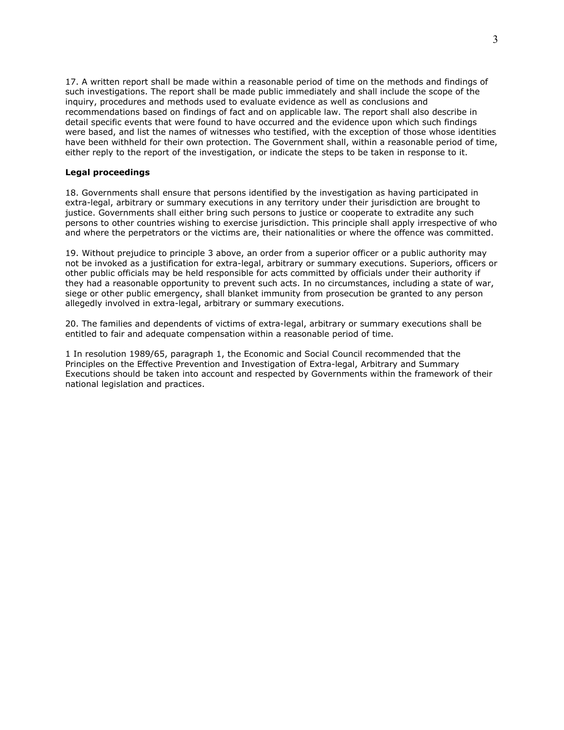17. A written report shall be made within a reasonable period of time on the methods and findings of such investigations. The report shall be made public immediately and shall include the scope of the inquiry, procedures and methods used to evaluate evidence as well as conclusions and recommendations based on findings of fact and on applicable law. The report shall also describe in detail specific events that were found to have occurred and the evidence upon which such findings were based, and list the names of witnesses who testified, with the exception of those whose identities have been withheld for their own protection. The Government shall, within a reasonable period of time, either reply to the report of the investigation, or indicate the steps to be taken in response to it.

**Legal proceedings**

18. Governments shall ensure that persons identified by the investigation as having participated in extra-legal, arbitrary or summary executions in any territory under their jurisdiction are brought to justice. Governments shall either bring such persons to justice or cooperate to extradite any such persons to other countries wishing to exercise jurisdiction. This principle shall apply irrespective of who and where the perpetrators or the victims are, their nationalities or where the offence was committed.

19. Without prejudice to principle 3 above, an order from a superior officer or a public authority may not be invoked as a justification for extra-legal, arbitrary or summary executions. Superiors, officers or other public officials may be held responsible for acts committed by officials under their authority if they had a reasonable opportunity to prevent such acts. In no circumstances, including a state of war, siege or other public emergency, shall blanket immunity from prosecution be granted to any person allegedly involved in extra-legal, arbitrary or summary executions.

20. The families and dependents of victims of extra-legal, arbitrary or summary executions shall be entitled to fair and adequate compensation within a reasonable period of time.

1 In resolution 1989/65, paragraph 1, the Economic and Social Council recommended that the Principles on the Effective Prevention and Investigation of Extra-legal, Arbitrary and Summary Executions should be taken into account and respected by Governments within the framework of their national legislation and practices.